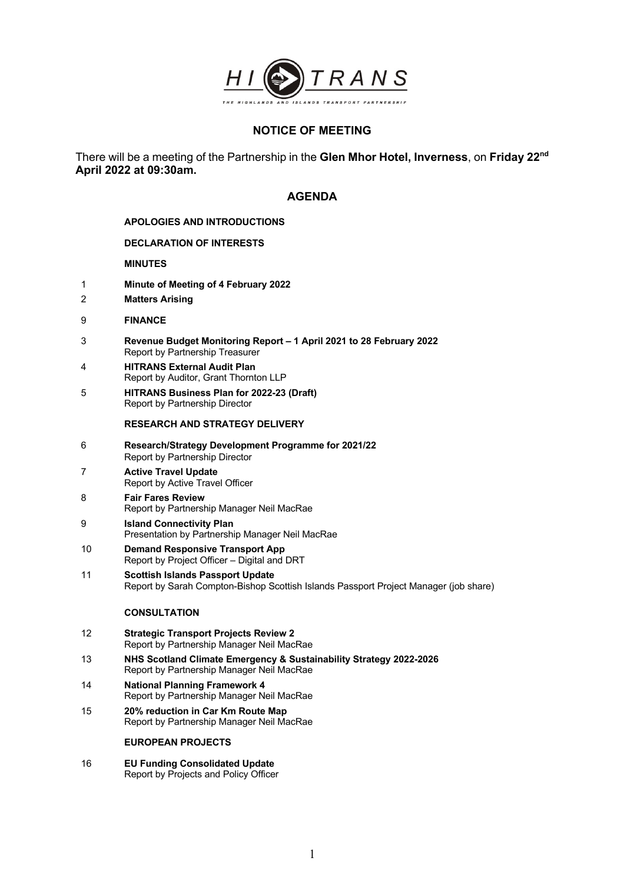HI TRANS

THE HIGHLANDS AND ISLANDS TRANSPORT PARTNERSHIP

## NOTICE OF MEETING

There will be a meeting of the Partnership in the **Glen Mhor Hotel, Inverness**, on **Friday 22nd April 2022 at 09:30am.**

## AGENDA

**APOLOGIES AND INTRODUCTIONS**

**DECLARATION OF INTERESTS**

**MINUTES**

1 **Minute of Meeting of 4 February 2022**

2 **Matters Arising**

9 **FINANCE**

3 **Revenue Budget Monitoring Report – 1 April 2021 to 28 February 2022**
Report by Partnership Treasurer

4 **HITRANS External Audit Plan**
Report by Auditor, Grant Thornton LLP

5 **HITRANS Business Plan for 2022-23 (Draft)**
Report by Partnership Director

**RESEARCH AND STRATEGY DELIVERY**

6 **Research/Strategy Development Programme for 2021/22**
Report by Partnership Director

7 **Active Travel Update**
Report by Active Travel Officer

8 **Fair Fares Review**
Report by Partnership Manager Neil MacRae

9 **Island Connectivity Plan**
Presentation by Partnership Manager Neil MacRae

10 **Demand Responsive Transport App**
Report by Project Officer – Digital and DRT

11 **Scottish Islands Passport Update**
Report by Sarah Compton-Bishop Scottish Islands Passport Project Manager (job share)

**CONSULTATION**

12 **Strategic Transport Projects Review 2**
Report by Partnership Manager Neil MacRae

13 **NHS Scotland Climate Emergency & Sustainability Strategy 2022-2026**
Report by Partnership Manager Neil MacRae

14 **National Planning Framework 4**
Report by Partnership Manager Neil MacRae

15 **20% reduction in Car Km Route Map**
Report by Partnership Manager Neil MacRae

**EUROPEAN PROJECTS**

16 **EU Funding Consolidated Update**
Report by Projects and Policy Officer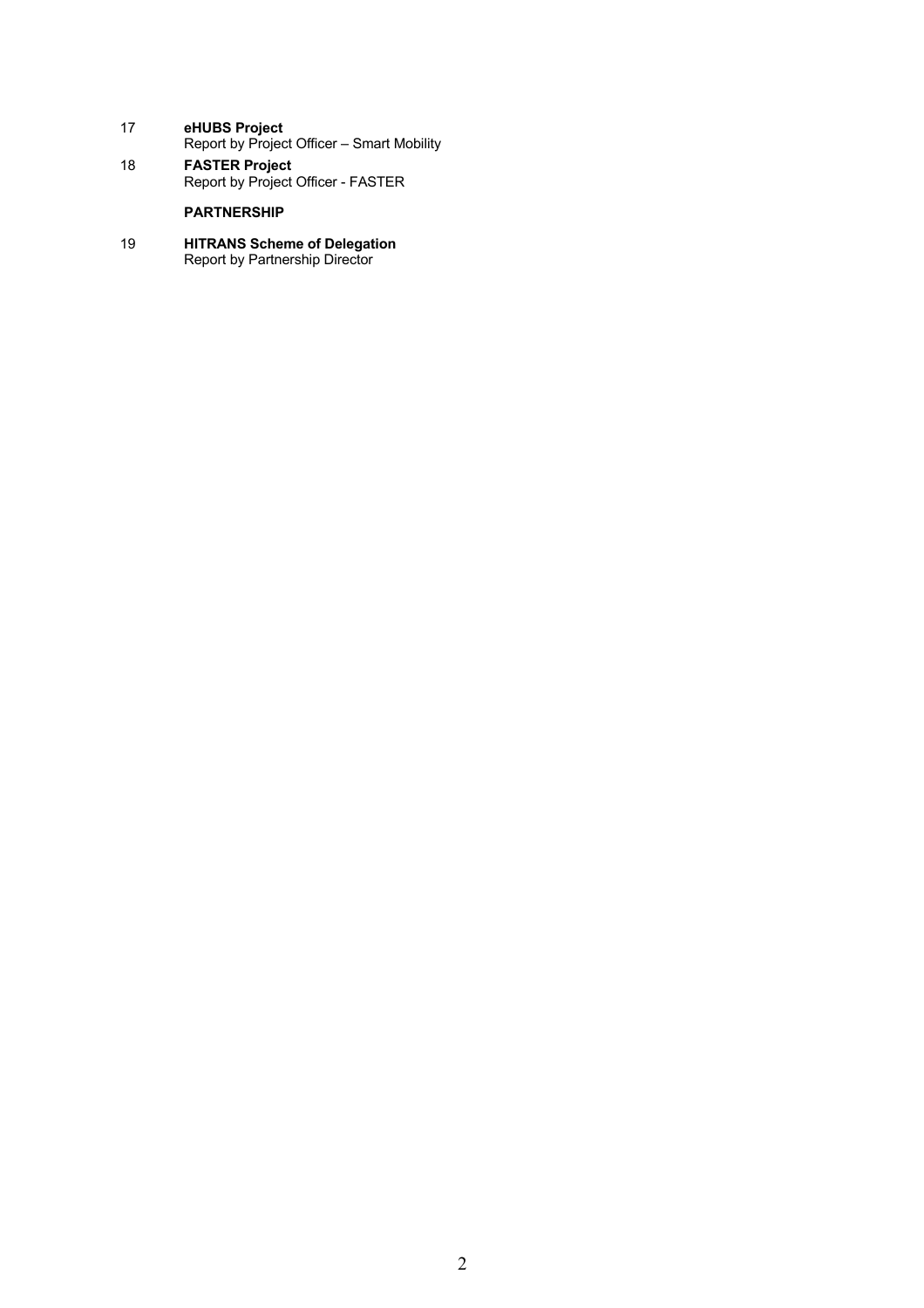17 **eHUBS Project**
Report by Project Officer – Smart Mobility

18 **FASTER Project**
Report by Project Officer - FASTER

**PARTNERSHIP**

19 **HITRANS Scheme of Delegation**
Report by Partnership Director